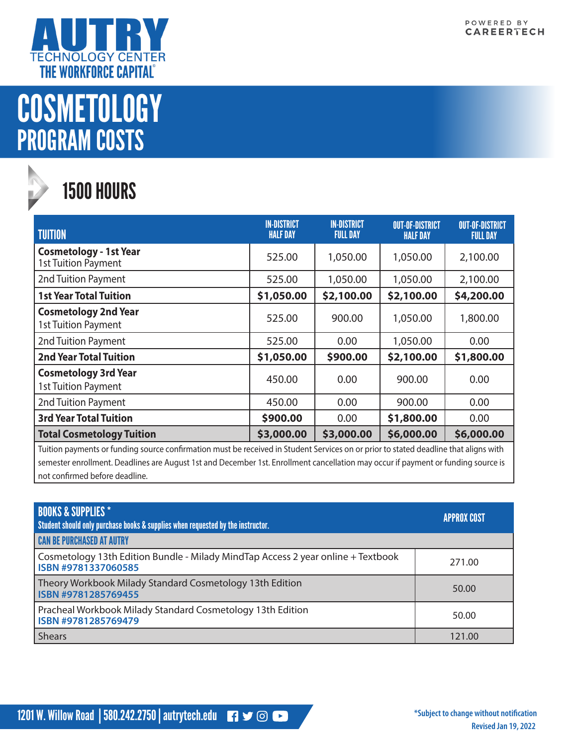AUTRY TECHNOLOGY CENTER
THE WORKFORCE CAPITAL®

POWERED BY CAREERTECH

# COSMETOLOGY
## PROGRAM COSTS

### 1500 HOURS

| TUITION | IN-DISTRICT HALF DAY | IN-DISTRICT FULL DAY | OUT-OF-DISTRICT HALF DAY | OUT-OF-DISTRICT FULL DAY |
|---|---|---|---|---|
| **Cosmetology - 1st Year** 1st Tuition Payment | 525.00 | 1,050.00 | 1,050.00 | 2,100.00 |
| 2nd Tuition Payment | 525.00 | 1,050.00 | 1,050.00 | 2,100.00 |
| **1st Year Total Tuition** | **$1,050.00** | **$2,100.00** | **$2,100.00** | **$4,200.00** |
| **Cosmetology 2nd Year** 1st Tuition Payment | 525.00 | 900.00 | 1,050.00 | 1,800.00 |
| 2nd Tuition Payment | 525.00 | 0.00 | 1,050.00 | 0.00 |
| **2nd Year Total Tuition** | **$1,050.00** | **$900.00** | **$2,100.00** | **$1,800.00** |
| **Cosmetology 3rd Year** 1st Tuition Payment | 450.00 | 0.00 | 900.00 | 0.00 |
| 2nd Tuition Payment | 450.00 | 0.00 | 900.00 | 0.00 |
| **3rd Year Total Tuition** | **$900.00** | 0.00 | **$1,800.00** | 0.00 |
| **Total Cosmetology Tuition** | **$3,000.00** | **$3,000.00** | **$6,000.00** | **$6,000.00** |

Tuition payments or funding source confirmation must be received in Student Services on or prior to stated deadline that aligns with semester enrollment. Deadlines are August 1st and December 1st. Enrollment cancellation may occur if payment or funding source is not confirmed before deadline.

| BOOKS & SUPPLIES * Student should only purchase books & supplies when requested by the instructor. | APPROX COST |
|---|---|
| **CAN BE PURCHASED AT AUTRY** | |
| Cosmetology 13th Edition Bundle - Milady MindTap Access 2 year online + Textbook ISBN #9781337060585 | 271.00 |
| Theory Workbook Milady Standard Cosmetology 13th Edition ISBN #9781285769455 | 50.00 |
| Pracheal Workbook Milady Standard Cosmetology 13th Edition ISBN #9781285769479 | 50.00 |
| Shears | 121.00 |

1201 W. Willow Road | 580.242.2750 | autrytech.edu

*Subject to change without notification
Revised Jan 19, 2022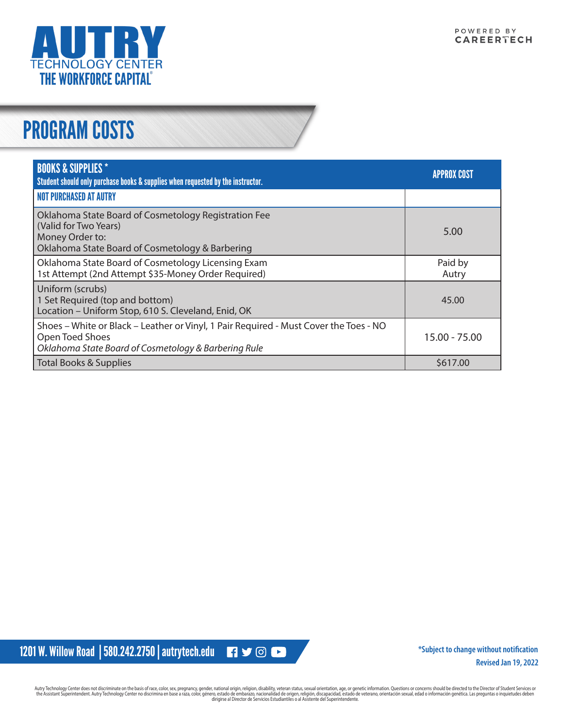# AUTRY TECHNOLOGY CENTER

THE WORKFORCE CAPITAL®

POWERED BY CAREERTECH

## PROGRAM COSTS

| BOOKS & SUPPLIES *<br>Student should only purchase books & supplies when requested by the instructor. | APPROX COST |
|---|---|
| **NOT PURCHASED AT AUTRY** | |
| Oklahoma State Board of Cosmetology Registration Fee<br>(Valid for Two Years)<br>Money Order to:<br>Oklahoma State Board of Cosmetology & Barbering | 5.00 |
| Oklahoma State Board of Cosmetology Licensing Exam<br>1st Attempt (2nd Attempt $35-Money Order Required) | Paid by Autry |
| Uniform (scrubs)<br>1 Set Required (top and bottom)<br>Location – Uniform Stop, 610 S. Cleveland, Enid, OK | 45.00 |
| Shoes – White or Black – Leather or Vinyl, 1 Pair Required - Must Cover the Toes - NO Open Toed Shoes<br>*Oklahoma State Board of Cosmetology & Barbering Rule* | 15.00 - 75.00 |
| Total Books & Supplies | $617.00 |

1201 W. Willow Road | 580.242.2750 | autrytech.edu

*Subject to change without notification

Revised Jan 19, 2022

Autry Technology Center does not discriminate on the basis of race, color, sex, pregnancy, gender, national origin, religion, disability, veteran status, sexual orientation, age, or genetic information. Questions or concerns should be directed to the Director of Student Services or the Assistant Superintendent. Autry Technology Center no discrimina en base a raza, color, género, estado de embarazo, nacionalidad de origen, religión, discapacidad, estado de veterano, orientación sexual, edad o información genética. Las preguntas o inquietudes deben dirigirse al Director de Servicios Estudiantiles o al Asistente del Superintendente.